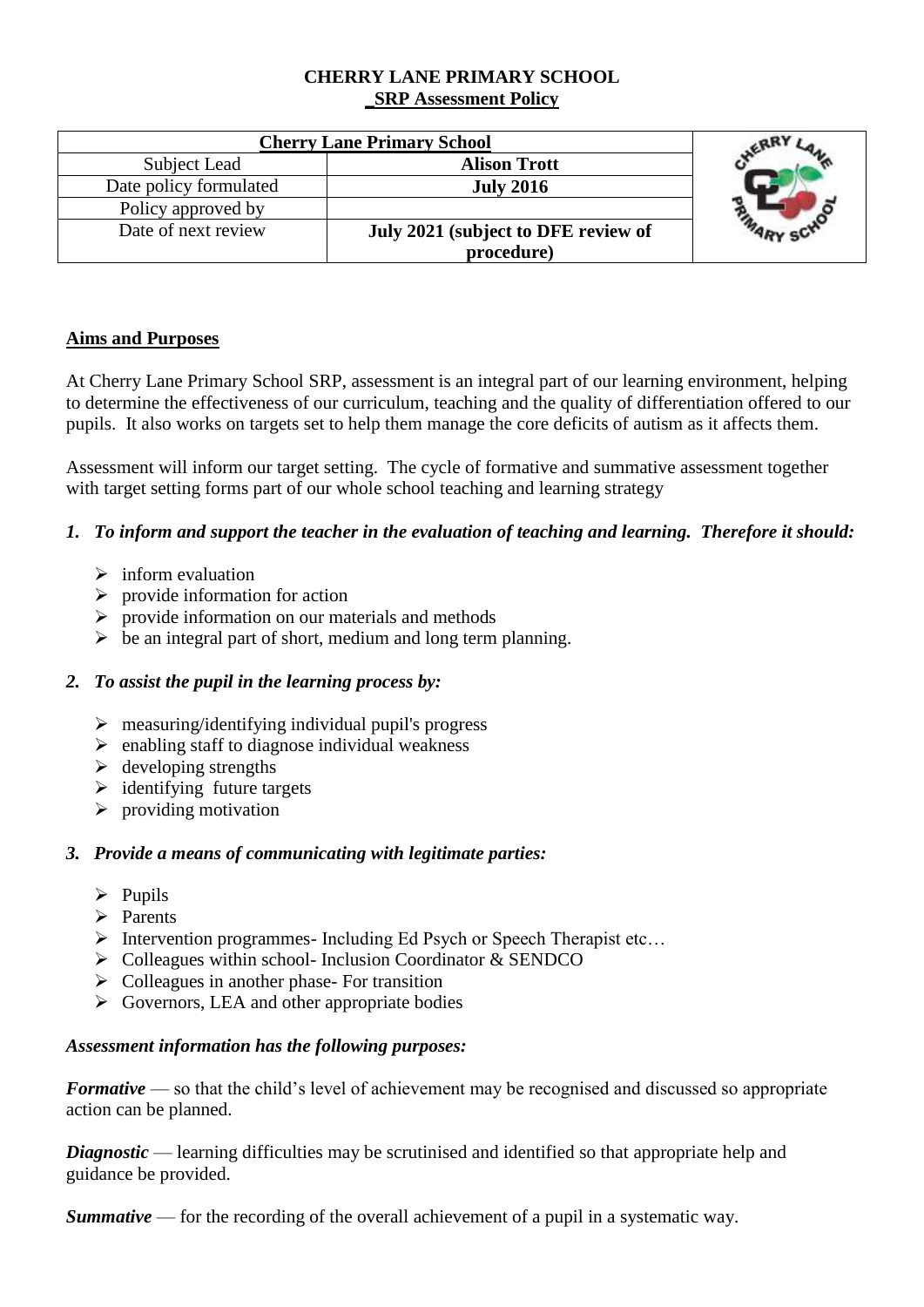# CHERRY LANE PRIMARY SCHOOL
## SRP Assessment Policy

| Cherry Lane Primary School | |
|---|---|
| Subject Lead | **Alison Trott** |
| Date policy formulated | **July 2016** |
| Policy approved by | |
| Date of next review | **July 2021 (subject to DFE review of procedure)** |

### Aims and Purposes

At Cherry Lane Primary School SRP, assessment is an integral part of our learning environment, helping to determine the effectiveness of our curriculum, teaching and the quality of differentiation offered to our pupils. It also works on targets set to help them manage the core deficits of autism as it affects them.

Assessment will inform our target setting. The cycle of formative and summative assessment together with target setting forms part of our whole school teaching and learning strategy

1. ***To inform and support the teacher in the evaluation of teaching and learning. Therefore it should:***
   - inform evaluation
   - provide information for action
   - provide information on our materials and methods
   - be an integral part of short, medium and long term planning.

2. ***To assist the pupil in the learning process by:***
   - measuring/identifying individual pupil's progress
   - enabling staff to diagnose individual weakness
   - developing strengths
   - identifying future targets
   - providing motivation

3. ***Provide a means of communicating with legitimate parties:***
   - Pupils
   - Parents
   - Intervention programmes- Including Ed Psych or Speech Therapist etc…
   - Colleagues within school- Inclusion Coordinator & SENDCO
   - Colleagues in another phase- For transition
   - Governors, LEA and other appropriate bodies

***Assessment information has the following purposes:***

***Formative*** — so that the child's level of achievement may be recognised and discussed so appropriate action can be planned.

***Diagnostic*** — learning difficulties may be scrutinised and identified so that appropriate help and guidance be provided.

***Summative*** — for the recording of the overall achievement of a pupil in a systematic way.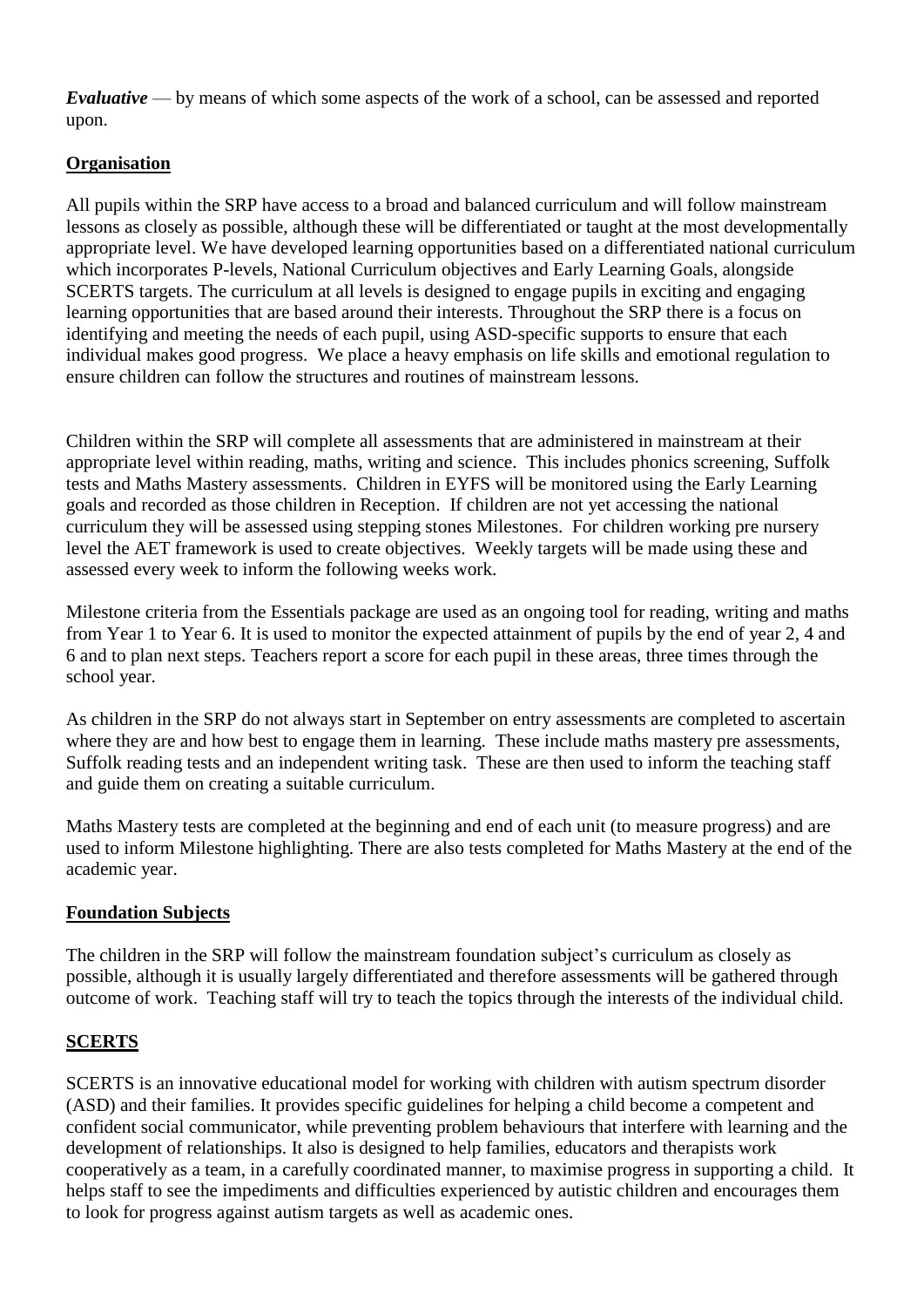***Evaluative*** — by means of which some aspects of the work of a school, can be assessed and reported upon.

## Organisation

All pupils within the SRP have access to a broad and balanced curriculum and will follow mainstream lessons as closely as possible, although these will be differentiated or taught at the most developmentally appropriate level. We have developed learning opportunities based on a differentiated national curriculum which incorporates P-levels, National Curriculum objectives and Early Learning Goals, alongside SCERTS targets. The curriculum at all levels is designed to engage pupils in exciting and engaging learning opportunities that are based around their interests. Throughout the SRP there is a focus on identifying and meeting the needs of each pupil, using ASD-specific supports to ensure that each individual makes good progress. We place a heavy emphasis on life skills and emotional regulation to ensure children can follow the structures and routines of mainstream lessons.

Children within the SRP will complete all assessments that are administered in mainstream at their appropriate level within reading, maths, writing and science. This includes phonics screening, Suffolk tests and Maths Mastery assessments. Children in EYFS will be monitored using the Early Learning goals and recorded as those children in Reception. If children are not yet accessing the national curriculum they will be assessed using stepping stones Milestones. For children working pre nursery level the AET framework is used to create objectives. Weekly targets will be made using these and assessed every week to inform the following weeks work.

Milestone criteria from the Essentials package are used as an ongoing tool for reading, writing and maths from Year 1 to Year 6. It is used to monitor the expected attainment of pupils by the end of year 2, 4 and 6 and to plan next steps. Teachers report a score for each pupil in these areas, three times through the school year.

As children in the SRP do not always start in September on entry assessments are completed to ascertain where they are and how best to engage them in learning. These include maths mastery pre assessments, Suffolk reading tests and an independent writing task. These are then used to inform the teaching staff and guide them on creating a suitable curriculum.

Maths Mastery tests are completed at the beginning and end of each unit (to measure progress) and are used to inform Milestone highlighting. There are also tests completed for Maths Mastery at the end of the academic year.

## Foundation Subjects

The children in the SRP will follow the mainstream foundation subject's curriculum as closely as possible, although it is usually largely differentiated and therefore assessments will be gathered through outcome of work. Teaching staff will try to teach the topics through the interests of the individual child.

## SCERTS

SCERTS is an innovative educational model for working with children with autism spectrum disorder (ASD) and their families. It provides specific guidelines for helping a child become a competent and confident social communicator, while preventing problem behaviours that interfere with learning and the development of relationships. It also is designed to help families, educators and therapists work cooperatively as a team, in a carefully coordinated manner, to maximise progress in supporting a child. It helps staff to see the impediments and difficulties experienced by autistic children and encourages them to look for progress against autism targets as well as academic ones.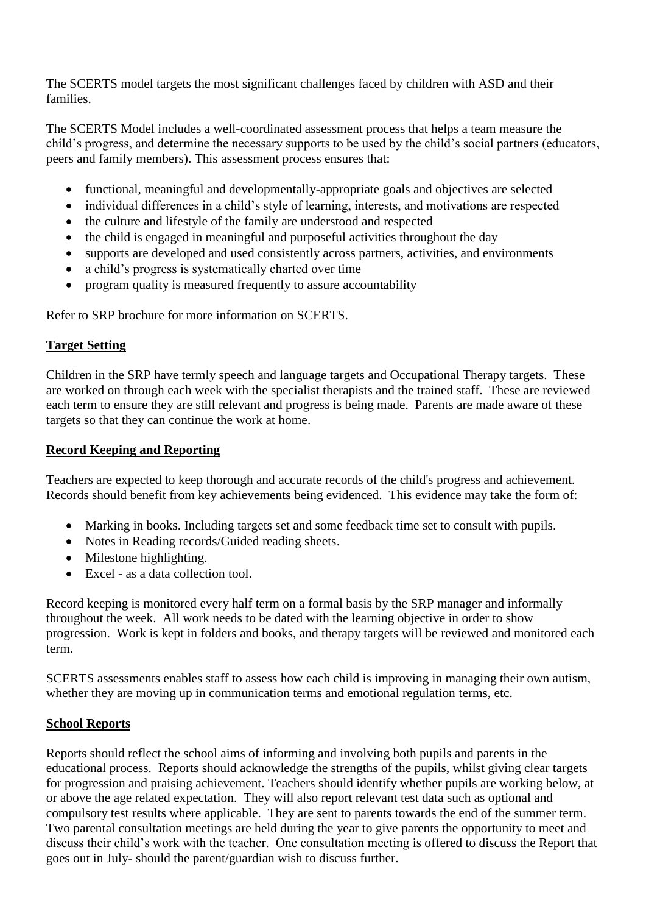The SCERTS model targets the most significant challenges faced by children with ASD and their families.

The SCERTS Model includes a well-coordinated assessment process that helps a team measure the child's progress, and determine the necessary supports to be used by the child's social partners (educators, peers and family members). This assessment process ensures that:

- functional, meaningful and developmentally-appropriate goals and objectives are selected
- individual differences in a child's style of learning, interests, and motivations are respected
- the culture and lifestyle of the family are understood and respected
- the child is engaged in meaningful and purposeful activities throughout the day
- supports are developed and used consistently across partners, activities, and environments
- a child's progress is systematically charted over time
- program quality is measured frequently to assure accountability

Refer to SRP brochure for more information on SCERTS.

## **Target Setting**

Children in the SRP have termly speech and language targets and Occupational Therapy targets. These are worked on through each week with the specialist therapists and the trained staff. These are reviewed each term to ensure they are still relevant and progress is being made. Parents are made aware of these targets so that they can continue the work at home.

## **Record Keeping and Reporting**

Teachers are expected to keep thorough and accurate records of the child's progress and achievement. Records should benefit from key achievements being evidenced. This evidence may take the form of:

- Marking in books. Including targets set and some feedback time set to consult with pupils.
- Notes in Reading records/Guided reading sheets.
- Milestone highlighting.
- Excel - as a data collection tool.

Record keeping is monitored every half term on a formal basis by the SRP manager and informally throughout the week. All work needs to be dated with the learning objective in order to show progression. Work is kept in folders and books, and therapy targets will be reviewed and monitored each term.

SCERTS assessments enables staff to assess how each child is improving in managing their own autism, whether they are moving up in communication terms and emotional regulation terms, etc.

## **School Reports**

Reports should reflect the school aims of informing and involving both pupils and parents in the educational process. Reports should acknowledge the strengths of the pupils, whilst giving clear targets for progression and praising achievement. Teachers should identify whether pupils are working below, at or above the age related expectation. They will also report relevant test data such as optional and compulsory test results where applicable. They are sent to parents towards the end of the summer term. Two parental consultation meetings are held during the year to give parents the opportunity to meet and discuss their child's work with the teacher. One consultation meeting is offered to discuss the Report that goes out in July- should the parent/guardian wish to discuss further.